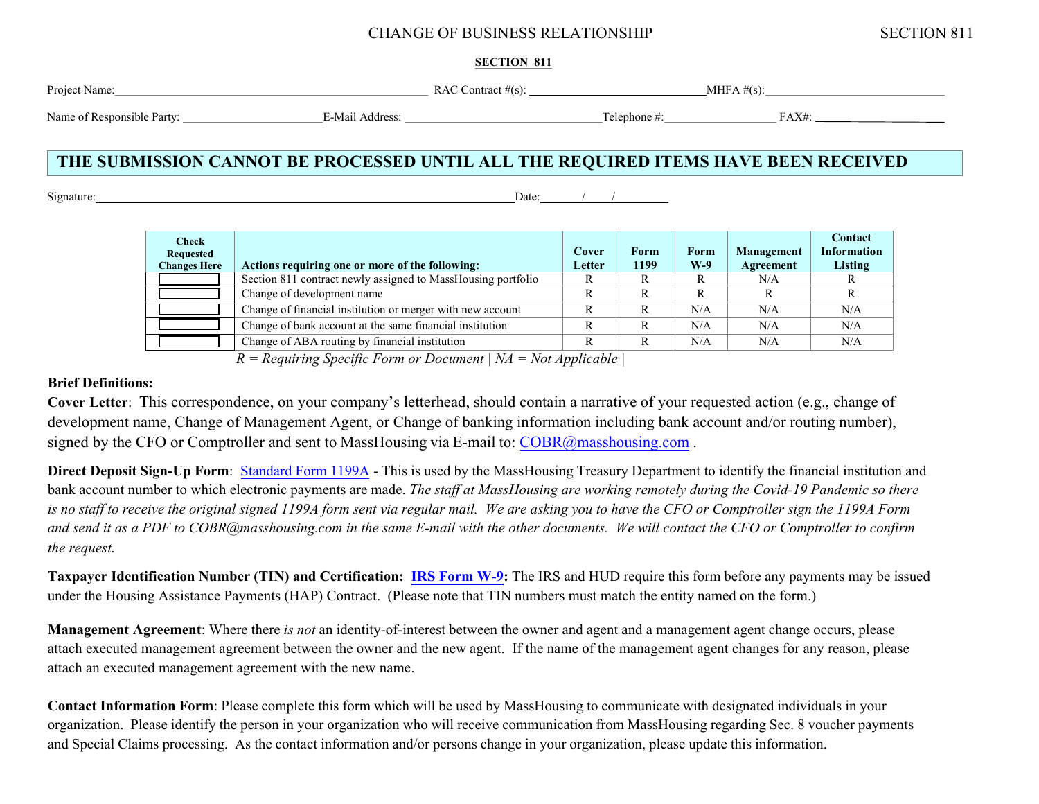# CHANGE OF BUSINESS RELATIONSHIP

**SECTION 811**

Project Name:______________________________ RAC Contract #(s): ____________________ MHFA #(s):____________________

Name of Responsible Party: ____________________ E-Mail Address: ____________________ Telephone #:____________ FAX#: ____________

**THE SUBMISSION CANNOT BE PROCESSED UNTIL ALL THE REQUIRED ITEMS HAVE BEEN RECEIVED**

Signature:______________________________________________ Date: ____/____/______

| Check Requested Changes Here | Actions requiring one or more of the following: | Cover Letter | Form 1199 | Form W-9 | Management Agreement | Contact Information Listing |
|---|---|---|---|---|---|---|
| ☐ | Section 811 contract newly assigned to MassHousing portfolio | R | R | R | N/A | R |
| ☐ | Change of development name | R | R | R | R | R |
| ☐ | Change of financial institution or merger with new account | R | R | N/A | N/A | N/A |
| ☐ | Change of bank account at the same financial institution | R | R | N/A | N/A | N/A |
| ☐ | Change of ABA routing by financial institution | R | R | N/A | N/A | N/A |

*R = Requiring Specific Form or Document | NA = Not Applicable |*

**Brief Definitions:**

**Cover Letter**: This correspondence, on your company's letterhead, should contain a narrative of your requested action (e.g., change of development name, Change of Management Agent, or Change of banking information including bank account and/or routing number), signed by the CFO or Comptroller and sent to MassHousing via E-mail to: COBR@masshousing.com .

**Direct Deposit Sign-Up Form**: Standard Form 1199A - This is used by the MassHousing Treasury Department to identify the financial institution and bank account number to which electronic payments are made. *The staff at MassHousing are working remotely during the Covid-19 Pandemic so there is no staff to receive the original signed 1199A form sent via regular mail. We are asking you to have the CFO or Comptroller sign the 1199A Form and send it as a PDF to COBR@masshousing.com in the same E-mail with the other documents. We will contact the CFO or Comptroller to confirm the request.*

**Taxpayer Identification Number (TIN) and Certification: IRS Form W-9:** The IRS and HUD require this form before any payments may be issued under the Housing Assistance Payments (HAP) Contract. (Please note that TIN numbers must match the entity named on the form.)

**Management Agreement**: Where there *is not* an identity-of-interest between the owner and agent and a management agent change occurs, please attach executed management agreement between the owner and the new agent. If the name of the management agent changes for any reason, please attach an executed management agreement with the new name.

**Contact Information Form**: Please complete this form which will be used by MassHousing to communicate with designated individuals in your organization. Please identify the person in your organization who will receive communication from MassHousing regarding Sec. 8 voucher payments and Special Claims processing. As the contact information and/or persons change in your organization, please update this information.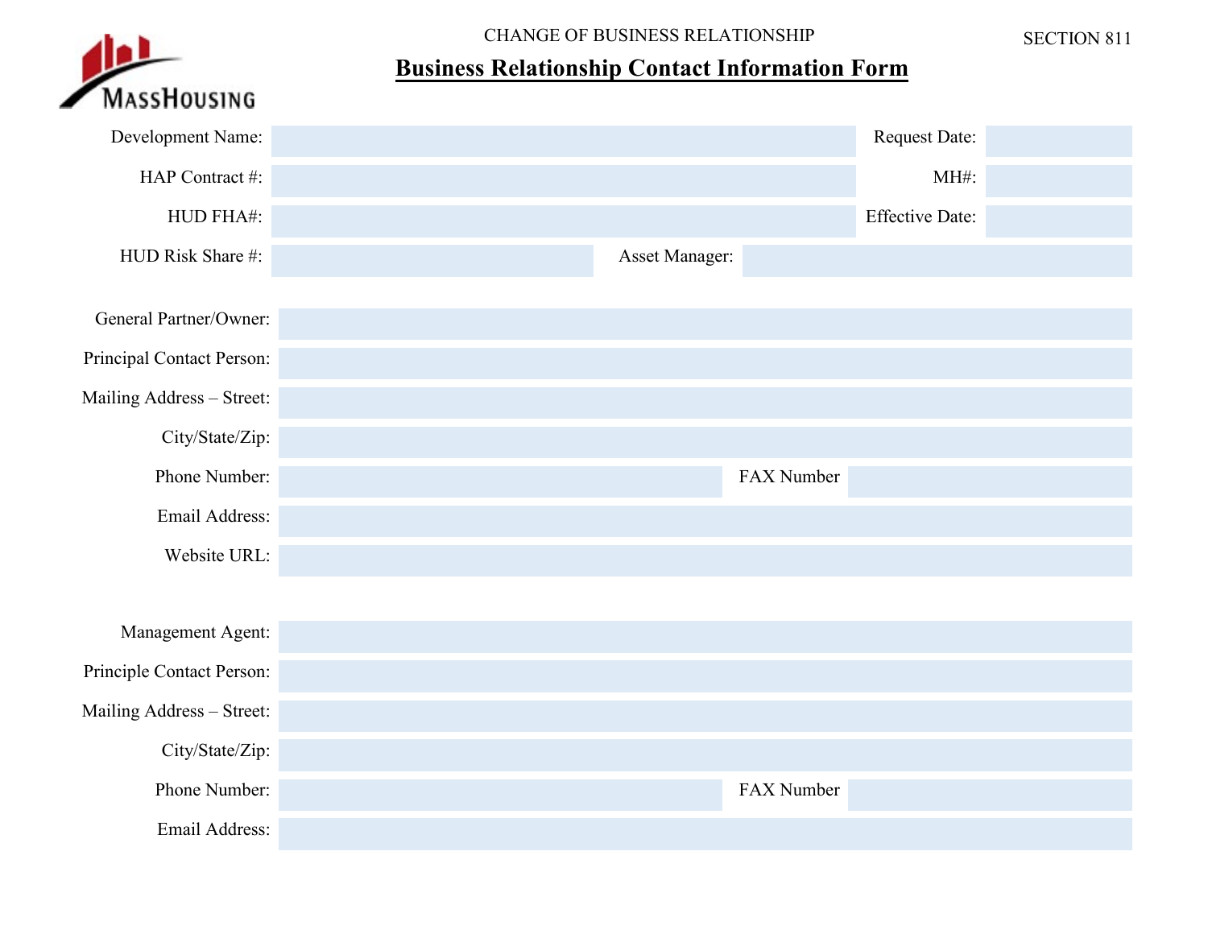CHANGE OF BUSINESS RELATIONSHIP

SECTION 811

# Business Relationship Contact Information Form

| | | | |
|---|---|---|---|
| Development Name: | | Request Date: | |
| HAP Contract #: | | MH#: | |
| HUD FHA#: | | Effective Date: | |
| HUD Risk Share #: | | Asset Manager: | |

| | | | |
|---|---|---|---|
| General Partner/Owner: | | | |
| Principal Contact Person: | | | |
| Mailing Address – Street: | | | |
| City/State/Zip: | | | |
| Phone Number: | | FAX Number | |
| Email Address: | | | |
| Website URL: | | | |

| | | | |
|---|---|---|---|
| Management Agent: | | | |
| Principle Contact Person: | | | |
| Mailing Address – Street: | | | |
| City/State/Zip: | | | |
| Phone Number: | | FAX Number | |
| Email Address: | | | |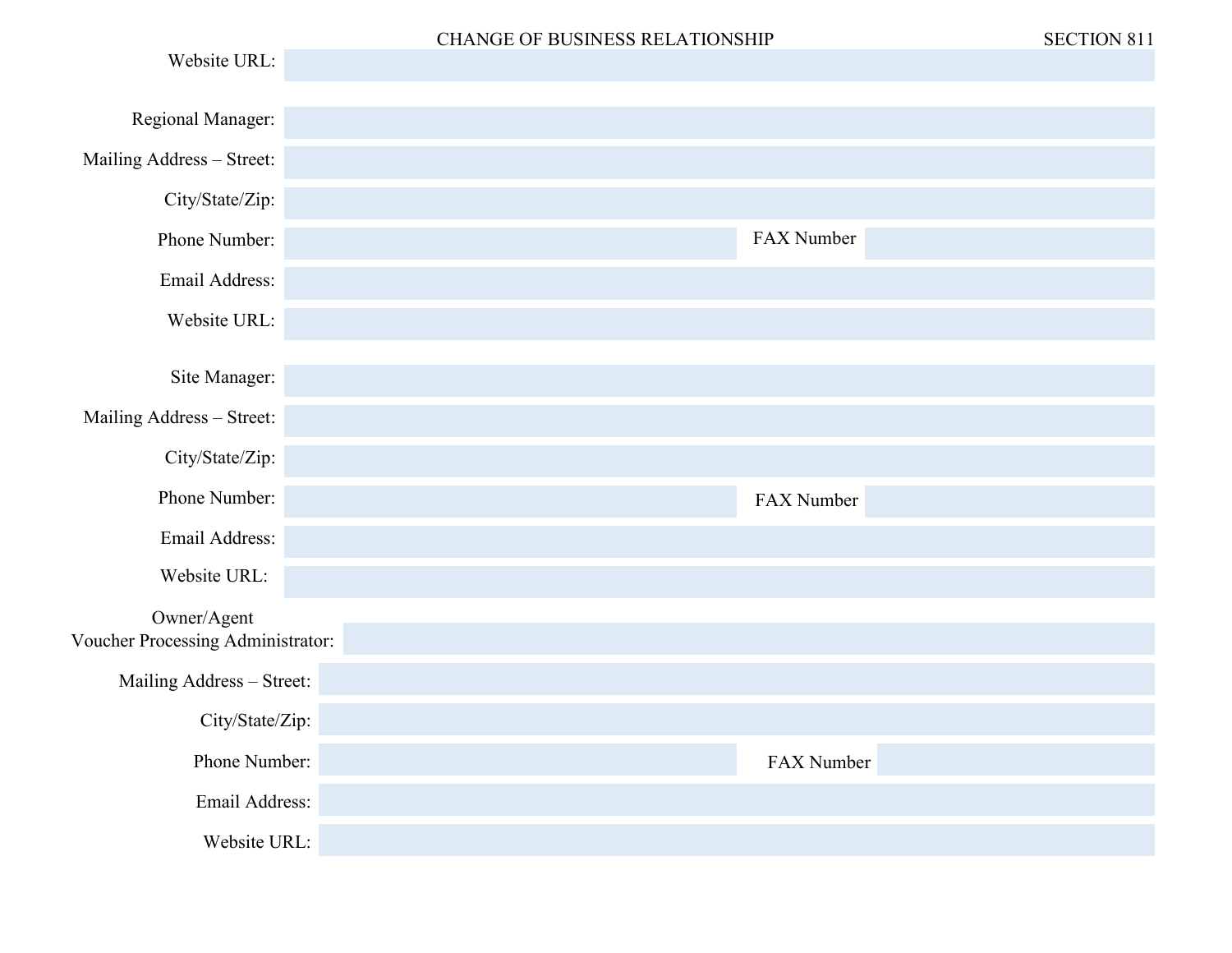Website URL:

Regional Manager:

Mailing Address – Street:

City/State/Zip:

Phone Number: FAX Number

Email Address:

Website URL:

Site Manager:

Mailing Address – Street:

City/State/Zip:

Phone Number: FAX Number

Email Address:

Website URL:

Owner/Agent
Voucher Processing Administrator:

Mailing Address – Street:

City/State/Zip:

Phone Number: FAX Number

Email Address:

Website URL: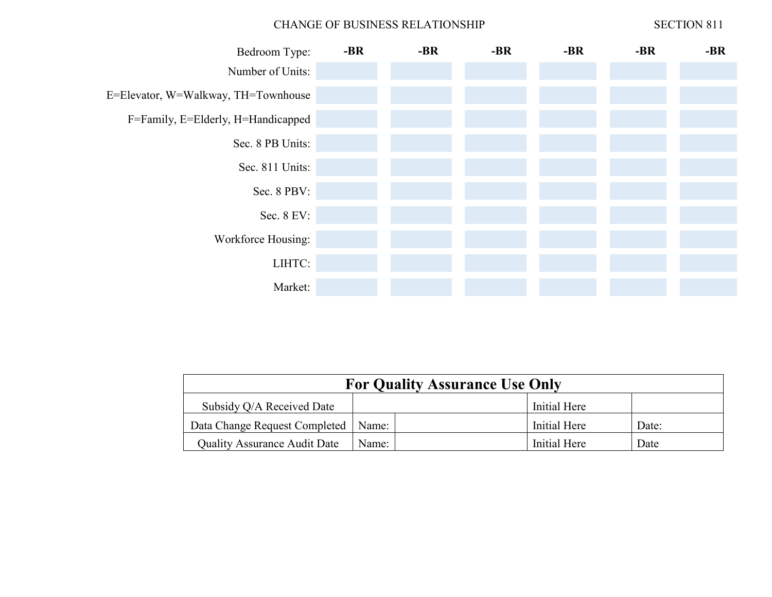CHANGE OF BUSINESS RELATIONSHIP

SECTION 811

| Bedroom Type: | -BR | -BR | -BR | -BR | -BR | -BR |
|---|---|---|---|---|---|---|
| Number of Units: | | | | | | |
| E=Elevator, W=Walkway, TH=Townhouse | | | | | | |
| F=Family, E=Elderly, H=Handicapped | | | | | | |
| Sec. 8 PB Units: | | | | | | |
| Sec. 811 Units: | | | | | | |
| Sec. 8 PBV: | | | | | | |
| Sec. 8 EV: | | | | | | |
| Workforce Housing: | | | | | | |
| LIHTC: | | | | | | |
| Market: | | | | | | |

| For Quality Assurance Use Only | | | | |
|---|---|---|---|---|
| Subsidy Q/A Received Date | | | Initial Here | |
| Data Change Request Completed | Name: | | Initial Here | Date: |
| Quality Assurance Audit Date | Name: | | Initial Here | Date |